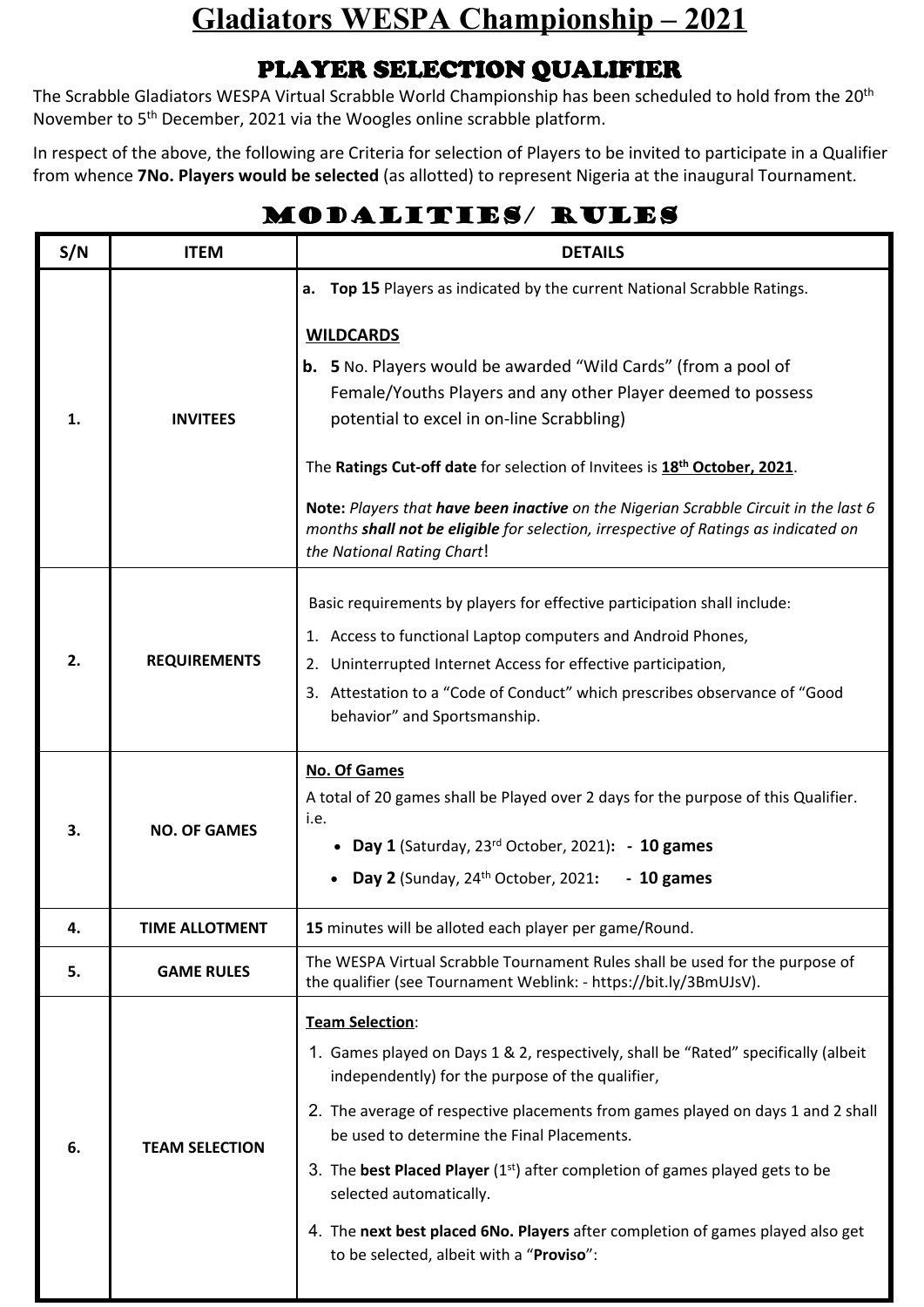# Gladiators WESPA Championship – 2021

## PLAYER SELECTION QUALIFIER

The Scrabble Gladiators WESPA Virtual Scrabble World Championship has been scheduled to hold from the 20th November to 5th December, 2021 via the Woogles online scrabble platform.

In respect of the above, the following are Criteria for selection of Players to be invited to participate in a Qualifier from whence **7No. Players would be selected** (as allotted) to represent Nigeria at the inaugural Tournament.

## MODALITIES/ RULES

| S/N | ITEM | DETAILS |
|---|---|---|
| 1. | INVITEES | a. **Top 15** Players as indicated by the current National Scrabble Ratings.<br><br>**WILDCARDS**<br>b. **5** No. Players would be awarded "Wild Cards" (from a pool of Female/Youths Players and any other Player deemed to possess potential to excel in on-line Scrabbling)<br><br>The **Ratings Cut-off date** for selection of Invitees is **18th October, 2021**.<br><br>**Note:** *Players that **have been inactive** on the Nigerian Scrabble Circuit in the last 6 months **shall not be eligible** for selection, irrespective of Ratings as indicated on the National Rating Chart*! |
| 2. | REQUIREMENTS | Basic requirements by players for effective participation shall include:<br>1. Access to functional Laptop computers and Android Phones,<br>2. Uninterrupted Internet Access for effective participation,<br>3. Attestation to a "Code of Conduct" which prescribes observance of "Good behavior" and Sportsmanship. |
| 3. | NO. OF GAMES | **No. Of Games**<br>A total of 20 games shall be Played over 2 days for the purpose of this Qualifier. i.e.<br>• **Day 1** (Saturday, 23rd October, 2021)**: - 10 games**<br>• **Day 2** (Sunday, 24th October, 2021**: - 10 games** |
| 4. | TIME ALLOTMENT | **15** minutes will be alloted each player per game/Round. |
| 5. | GAME RULES | The WESPA Virtual Scrabble Tournament Rules shall be used for the purpose of the qualifier (see Tournament Weblink: - https://bit.ly/3BmUJsV). |
| 6. | TEAM SELECTION | **Team Selection**:<br>1. Games played on Days 1 & 2, respectively, shall be "Rated" specifically (albeit independently) for the purpose of the qualifier,<br>2. The average of respective placements from games played on days 1 and 2 shall be used to determine the Final Placements.<br>3. The **best Placed Player** (1st) after completion of games played gets to be selected automatically.<br>4. The **next best placed 6No. Players** after completion of games played also get to be selected, albeit with a "**Proviso**": |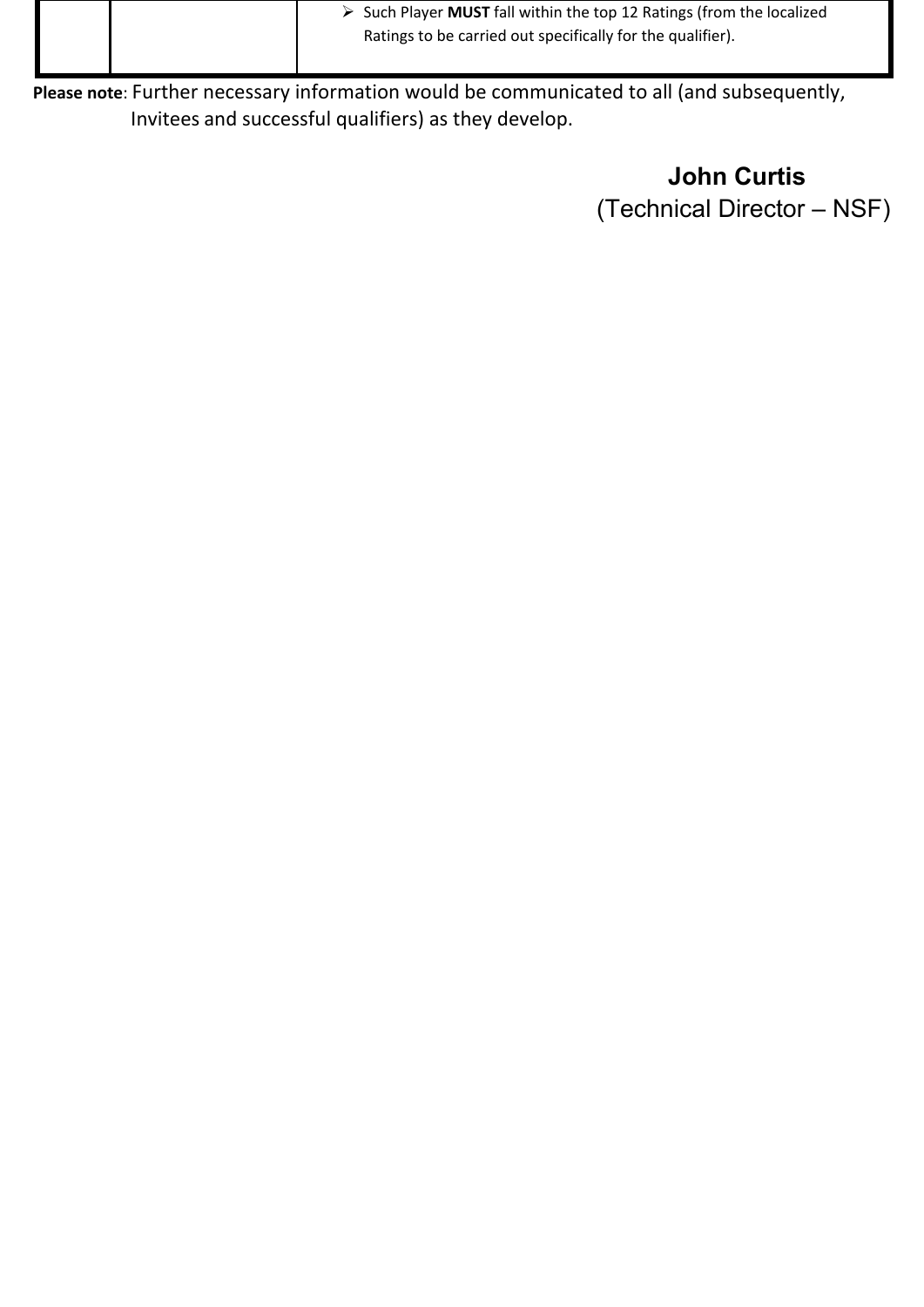| | | |
|---|---|---|
| | | ➢ Such Player **MUST** fall within the top 12 Ratings (from the localized Ratings to be carried out specifically for the qualifier). |

**Please note**: Further necessary information would be communicated to all (and subsequently, Invitees and successful qualifiers) as they develop.

**John Curtis**
(Technical Director – NSF)